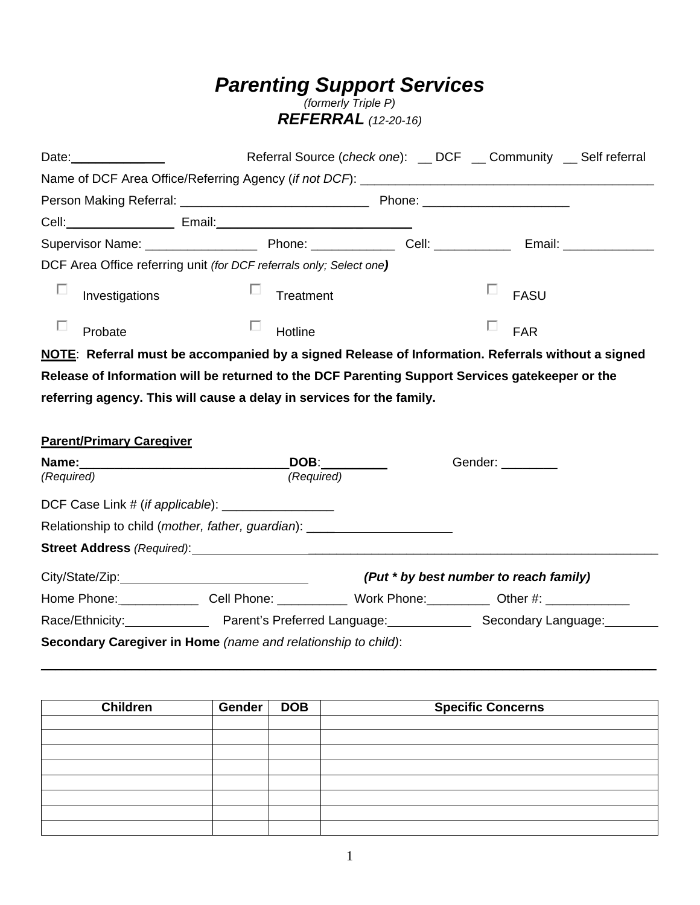# *Parenting Support Services*

*(formerly Triple P)*

***REFERRAL*** *(12-20-16)*

Date:_____________ Referral Source (*check one*): __ DCF __ Community __ Self referral

Name of DCF Area Office/Referring Agency (*if not DCF*): ________________________________________

Person Making Referral: ___________________________ Phone: ____________________

Cell:_______________ Email:____________________________

Supervisor Name: _______________ Phone: ___________ Cell: __________ Email: ____________

DCF Area Office referring unit *(for DCF referrals only; Select one)*

- ☐ Investigations
- ☐ Treatment
- ☐ FASU
- ☐ Probate
- ☐ Hotline
- ☐ FAR

**NOTE: Referral must be accompanied by a signed Release of Information. Referrals without a signed Release of Information will be returned to the DCF Parenting Support Services gatekeeper or the referring agency. This will cause a delay in services for the family.**

**Parent/Primary Caregiver**

**Name:**_____________________________ **DOB**:_________ Gender: ________
*(Required)* *(Required)*

DCF Case Link # (*if applicable*): ________________

Relationship to child (*mother, father, guardian*): ____________________

**Street Address** *(Required)*:____________________________________________________

City/State/Zip:___________________________ ***(Put * by best number to reach family)***

Home Phone:___________ Cell Phone: __________ Work Phone:_________ Other #: ____________

Race/Ethnicity:____________ Parent's Preferred Language:____________ Secondary Language:________

**Secondary Caregiver in Home** *(name and relationship to child)*:

_______________________________________________________________________________

| Children | Gender | DOB | Specific Concerns |
|---|---|---|---|
| | | | |
| | | | |
| | | | |
| | | | |
| | | | |
| | | | |
| | | | |
| | | | |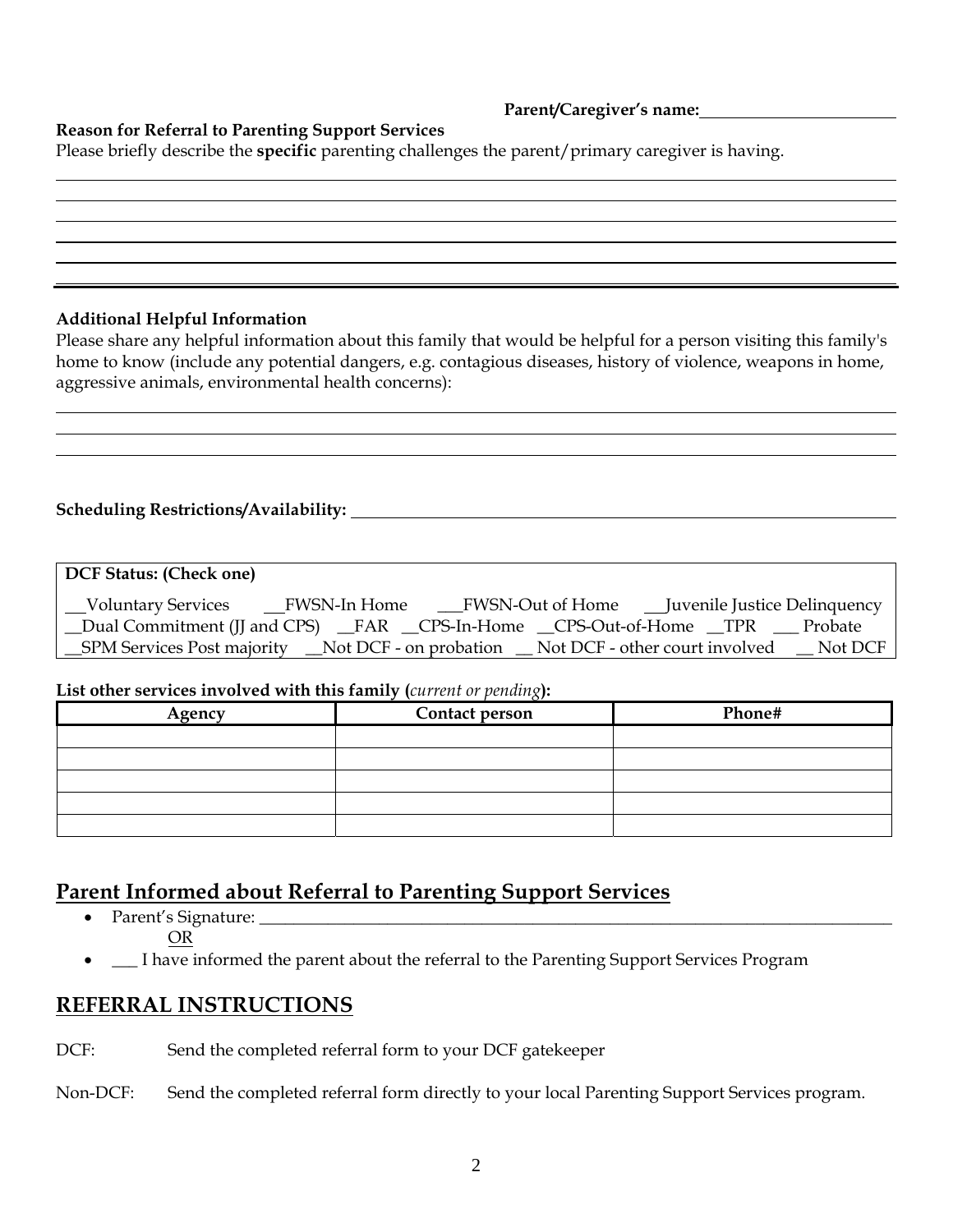**Parent/Caregiver's name:** \_\_\_\_\_\_\_\_\_\_\_\_\_\_\_\_\_\_\_\_\_\_

**Reason for Referral to Parenting Support Services**

Please briefly describe the **specific** parenting challenges the parent/primary caregiver is having.

**Additional Helpful Information**

Please share any helpful information about this family that would be helpful for a person visiting this family's home to know (include any potential dangers, e.g. contagious diseases, history of violence, weapons in home, aggressive animals, environmental health concerns):

**Scheduling Restrictions/Availability:** \_\_\_\_\_\_\_\_\_\_\_\_\_\_\_\_\_\_\_\_\_\_\_\_\_\_\_\_\_\_\_\_\_\_\_\_\_\_\_\_

**DCF Status: (Check one)**

__Voluntary Services __FWSN-In Home ___FWSN-Out of Home ___Juvenile Justice Delinquency
__Dual Commitment (JJ and CPS) __FAR __CPS-In-Home __CPS-Out-of-Home __TPR ___ Probate
__SPM Services Post majority __Not DCF - on probation __ Not DCF - other court involved __ Not DCF

**List other services involved with this family (*current or pending*):**

| Agency | Contact person | Phone# |
| --- | --- | --- |
| | | |
| | | |
| | | |
| | | |
| | | |

## Parent Informed about Referral to Parenting Support Services

- Parent's Signature: \_\_\_\_\_\_\_\_\_\_\_\_\_\_\_\_\_\_\_\_\_\_\_\_\_\_\_\_\_\_\_\_\_\_\_\_\_\_\_\_
  OR
- ___ I have informed the parent about the referral to the Parenting Support Services Program

## REFERRAL INSTRUCTIONS

DCF: Send the completed referral form to your DCF gatekeeper

Non-DCF: Send the completed referral form directly to your local Parenting Support Services program.